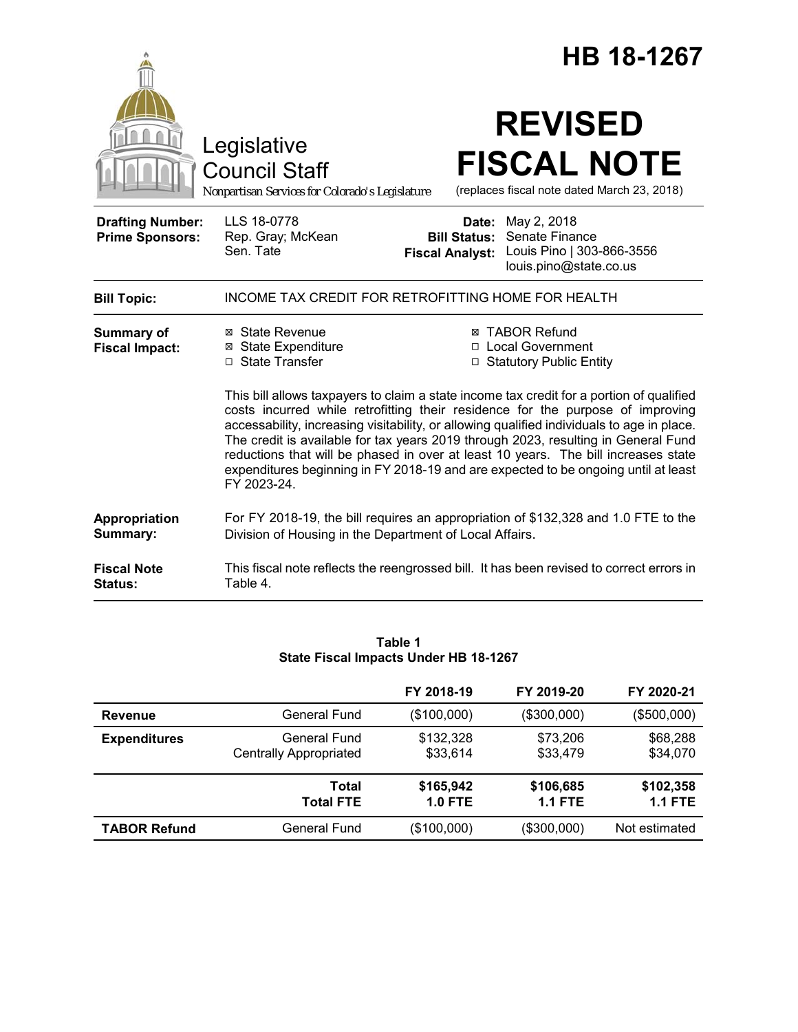# HB 18-1267

Legislative Council Staff

*Nonpartisan Services for Colorado's Legislature*

# REVISED FISCAL NOTE

(replaces fiscal note dated March 23, 2018)

| | | | |
|---|---|---|---|
| **Drafting Number:** | LLS 18-0778 | **Date:** | May 2, 2018 |
| **Prime Sponsors:** | Rep. Gray; McKean<br>Sen. Tate | **Bill Status:** | Senate Finance |
| | | **Fiscal Analyst:** | Louis Pino \| 303-866-3556<br>louis.pino@state.co.us |

**Bill Topic:** INCOME TAX CREDIT FOR RETROFITTING HOME FOR HEALTH

**Summary of Fiscal Impact:**

- ☒ State Revenue
- ☒ State Expenditure
- ☐ State Transfer
- ☒ TABOR Refund
- ☐ Local Government
- ☐ Statutory Public Entity

This bill allows taxpayers to claim a state income tax credit for a portion of qualified costs incurred while retrofitting their residence for the purpose of improving accessability, increasing visitability, or allowing qualified individuals to age in place. The credit is available for tax years 2019 through 2023, resulting in General Fund reductions that will be phased in over at least 10 years. The bill increases state expenditures beginning in FY 2018-19 and are expected to be ongoing until at least FY 2023-24.

**Appropriation Summary:** For FY 2018-19, the bill requires an appropriation of $132,328 and 1.0 FTE to the Division of Housing in the Department of Local Affairs.

**Fiscal Note Status:** This fiscal note reflects the reengrossed bill. It has been revised to correct errors in Table 4.

**Table 1**
**State Fiscal Impacts Under HB 18-1267**

| | | FY 2018-19 | FY 2019-20 | FY 2020-21 |
|---|---|---|---|---|
| **Revenue** | General Fund | ($100,000) | ($300,000) | ($500,000) |
| **Expenditures** | General Fund | $132,328 | $73,206 | $68,288 |
| | Centrally Appropriated | $33,614 | $33,479 | $34,070 |
| | **Total** | **$165,942** | **$106,685** | **$102,358** |
| | **Total FTE** | **1.0 FTE** | **1.1 FTE** | **1.1 FTE** |
| **TABOR Refund** | General Fund | ($100,000) | ($300,000) | Not estimated |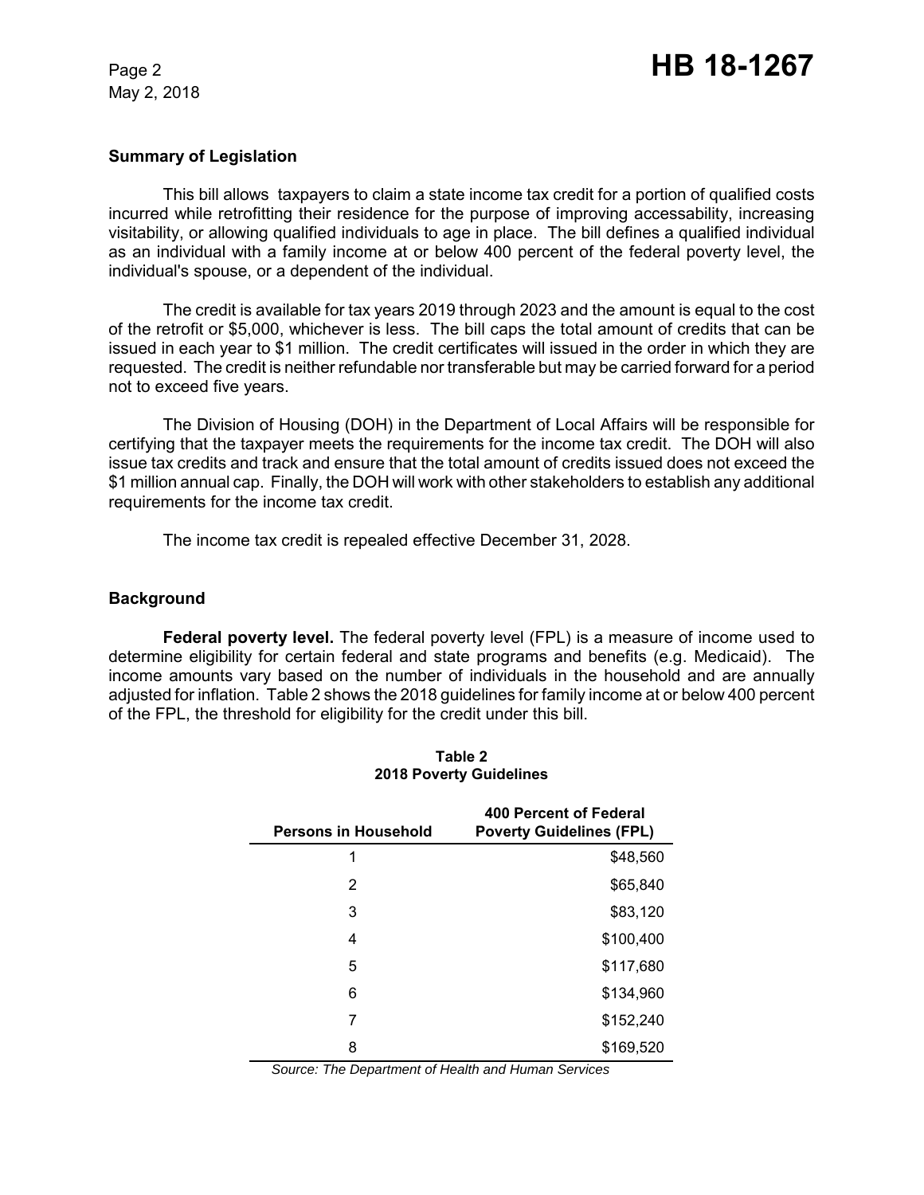## Summary of Legislation

This bill allows taxpayers to claim a state income tax credit for a portion of qualified costs incurred while retrofitting their residence for the purpose of improving accessability, increasing visitability, or allowing qualified individuals to age in place. The bill defines a qualified individual as an individual with a family income at or below 400 percent of the federal poverty level, the individual's spouse, or a dependent of the individual.

The credit is available for tax years 2019 through 2023 and the amount is equal to the cost of the retrofit or $5,000, whichever is less. The bill caps the total amount of credits that can be issued in each year to $1 million. The credit certificates will issued in the order in which they are requested. The credit is neither refundable nor transferable but may be carried forward for a period not to exceed five years.

The Division of Housing (DOH) in the Department of Local Affairs will be responsible for certifying that the taxpayer meets the requirements for the income tax credit. The DOH will also issue tax credits and track and ensure that the total amount of credits issued does not exceed the $1 million annual cap. Finally, the DOH will work with other stakeholders to establish any additional requirements for the income tax credit.

The income tax credit is repealed effective December 31, 2028.

## Background

**Federal poverty level.** The federal poverty level (FPL) is a measure of income used to determine eligibility for certain federal and state programs and benefits (e.g. Medicaid). The income amounts vary based on the number of individuals in the household and are annually adjusted for inflation. Table 2 shows the 2018 guidelines for family income at or below 400 percent of the FPL, the threshold for eligibility for the credit under this bill.

**Table 2**
**2018 Poverty Guidelines**

| Persons in Household | 400 Percent of Federal Poverty Guidelines (FPL) |
|---|---|
| 1 | $48,560 |
| 2 | $65,840 |
| 3 | $83,120 |
| 4 | $100,400 |
| 5 | $117,680 |
| 6 | $134,960 |
| 7 | $152,240 |
| 8 | $169,520 |

*Source: The Department of Health and Human Services*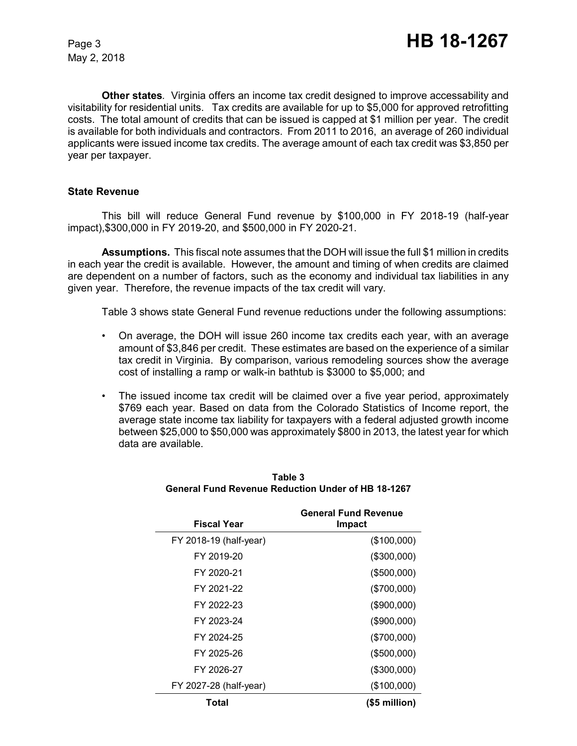**Other states***.* Virginia offers an income tax credit designed to improve accessability and visitability for residential units. Tax credits are available for up to $5,000 for approved retrofitting costs. The total amount of credits that can be issued is capped at $1 million per year. The credit is available for both individuals and contractors. From 2011 to 2016, an average of 260 individual applicants were issued income tax credits. The average amount of each tax credit was $3,850 per year per taxpayer.

### State Revenue

This bill will reduce General Fund revenue by $100,000 in FY 2018-19 (half-year impact),$300,000 in FY 2019-20, and $500,000 in FY 2020-21.

**Assumptions.** This fiscal note assumes that the DOH will issue the full $1 million in credits in each year the credit is available. However, the amount and timing of when credits are claimed are dependent on a number of factors, such as the economy and individual tax liabilities in any given year. Therefore, the revenue impacts of the tax credit will vary.

Table 3 shows state General Fund revenue reductions under the following assumptions:

- On average, the DOH will issue 260 income tax credits each year, with an average amount of $3,846 per credit. These estimates are based on the experience of a similar tax credit in Virginia. By comparison, various remodeling sources show the average cost of installing a ramp or walk-in bathtub is $3000 to $5,000; and
- The issued income tax credit will be claimed over a five year period, approximately $769 each year. Based on data from the Colorado Statistics of Income report, the average state income tax liability for taxpayers with a federal adjusted growth income between $25,000 to $50,000 was approximately $800 in 2013, the latest year for which data are available.

**Table 3**
**General Fund Revenue Reduction Under of HB 18-1267**

| Fiscal Year | General Fund Revenue Impact |
|---|---|
| FY 2018-19 (half-year) | ($100,000) |
| FY 2019-20 | ($300,000) |
| FY 2020-21 | ($500,000) |
| FY 2021-22 | ($700,000) |
| FY 2022-23 | ($900,000) |
| FY 2023-24 | ($900,000) |
| FY 2024-25 | ($700,000) |
| FY 2025-26 | ($500,000) |
| FY 2026-27 | ($300,000) |
| FY 2027-28 (half-year) | ($100,000) |
| **Total** | **($5 million)** |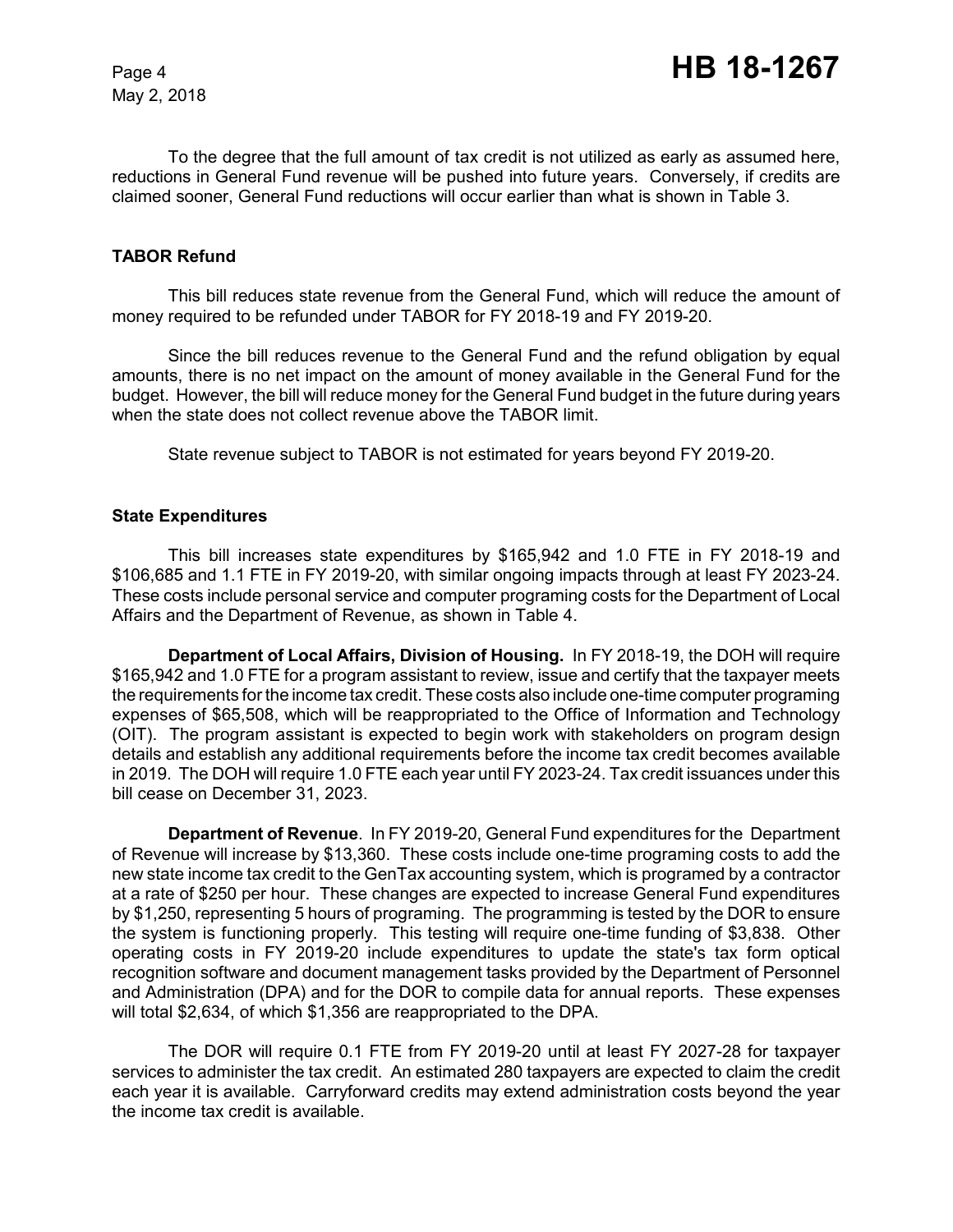To the degree that the full amount of tax credit is not utilized as early as assumed here, reductions in General Fund revenue will be pushed into future years. Conversely, if credits are claimed sooner, General Fund reductions will occur earlier than what is shown in Table 3.

### TABOR Refund

This bill reduces state revenue from the General Fund, which will reduce the amount of money required to be refunded under TABOR for FY 2018-19 and FY 2019-20.

Since the bill reduces revenue to the General Fund and the refund obligation by equal amounts, there is no net impact on the amount of money available in the General Fund for the budget. However, the bill will reduce money for the General Fund budget in the future during years when the state does not collect revenue above the TABOR limit.

State revenue subject to TABOR is not estimated for years beyond FY 2019-20.

### State Expenditures

This bill increases state expenditures by $165,942 and 1.0 FTE in FY 2018-19 and $106,685 and 1.1 FTE in FY 2019-20, with similar ongoing impacts through at least FY 2023-24. These costs include personal service and computer programing costs for the Department of Local Affairs and the Department of Revenue, as shown in Table 4.

**Department of Local Affairs, Division of Housing.** In FY 2018-19, the DOH will require $165,942 and 1.0 FTE for a program assistant to review, issue and certify that the taxpayer meets the requirements for the income tax credit. These costs also include one-time computer programing expenses of $65,508, which will be reappropriated to the Office of Information and Technology (OIT). The program assistant is expected to begin work with stakeholders on program design details and establish any additional requirements before the income tax credit becomes available in 2019. The DOH will require 1.0 FTE each year until FY 2023-24. Tax credit issuances under this bill cease on December 31, 2023.

**Department of Revenue**. In FY 2019-20, General Fund expenditures for the Department of Revenue will increase by $13,360. These costs include one-time programing costs to add the new state income tax credit to the GenTax accounting system, which is programed by a contractor at a rate of $250 per hour. These changes are expected to increase General Fund expenditures by $1,250, representing 5 hours of programing. The programming is tested by the DOR to ensure the system is functioning properly. This testing will require one-time funding of $3,838. Other operating costs in FY 2019-20 include expenditures to update the state's tax form optical recognition software and document management tasks provided by the Department of Personnel and Administration (DPA) and for the DOR to compile data for annual reports. These expenses will total $2,634, of which $1,356 are reappropriated to the DPA.

The DOR will require 0.1 FTE from FY 2019-20 until at least FY 2027-28 for taxpayer services to administer the tax credit. An estimated 280 taxpayers are expected to claim the credit each year it is available. Carryforward credits may extend administration costs beyond the year the income tax credit is available.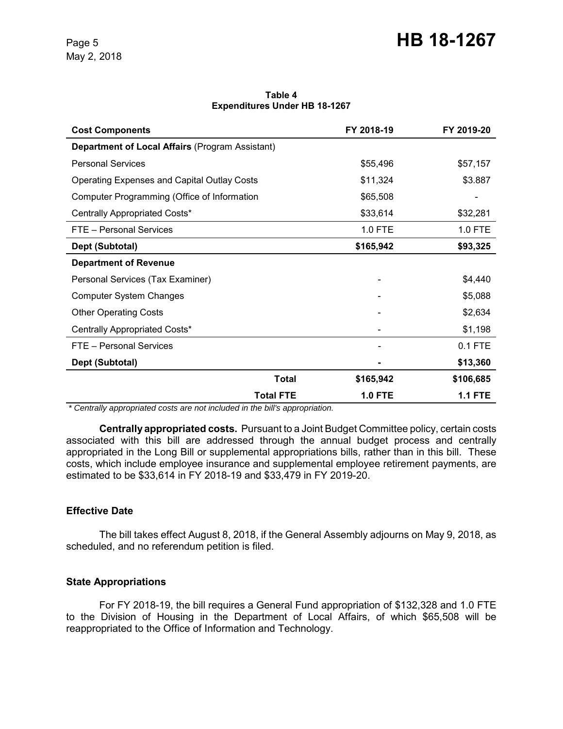**Table 4**
**Expenditures Under HB 18-1267**

| Cost Components | FY 2018-19 | FY 2019-20 |
|---|---|---|
| **Department of Local Affairs** (Program Assistant) | | |
| Personal Services | $55,496 | $57,157 |
| Operating Expenses and Capital Outlay Costs | $11,324 | $3.887 |
| Computer Programming (Office of Information | $65,508 | - |
| Centrally Appropriated Costs* | $33,614 | $32,281 |
| FTE – Personal Services | 1.0 FTE | 1.0 FTE |
| **Dept (Subtotal)** | **$165,942** | **$93,325** |
| **Department of Revenue** | | |
| Personal Services (Tax Examiner) | - | $4,440 |
| Computer System Changes | - | $5,088 |
| Other Operating Costs | - | $2,634 |
| Centrally Appropriated Costs* | - | $1,198 |
| FTE – Personal Services | - | 0.1 FTE |
| **Dept (Subtotal)** | **-** | **$13,360** |
| **Total** | **$165,942** | **$106,685** |
| **Total FTE** | **1.0 FTE** | **1.1 FTE** |

*\* Centrally appropriated costs are not included in the bill's appropriation.*

**Centrally appropriated costs.** Pursuant to a Joint Budget Committee policy, certain costs associated with this bill are addressed through the annual budget process and centrally appropriated in the Long Bill or supplemental appropriations bills, rather than in this bill. These costs, which include employee insurance and supplemental employee retirement payments, are estimated to be $33,614 in FY 2018-19 and $33,479 in FY 2019-20.

### Effective Date

The bill takes effect August 8, 2018, if the General Assembly adjourns on May 9, 2018, as scheduled, and no referendum petition is filed.

### State Appropriations

For FY 2018-19, the bill requires a General Fund appropriation of $132,328 and 1.0 FTE to the Division of Housing in the Department of Local Affairs, of which $65,508 will be reappropriated to the Office of Information and Technology.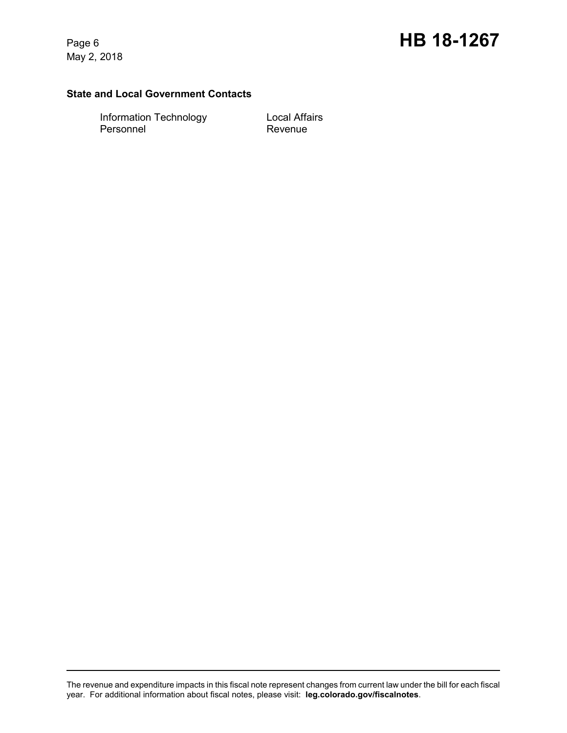**State and Local Government Contacts**

| | |
|---|---|
| Information Technology | Local Affairs |
| Personnel | Revenue |

---

The revenue and expenditure impacts in this fiscal note represent changes from current law under the bill for each fiscal year. For additional information about fiscal notes, please visit: **leg.colorado.gov/fiscalnotes**.